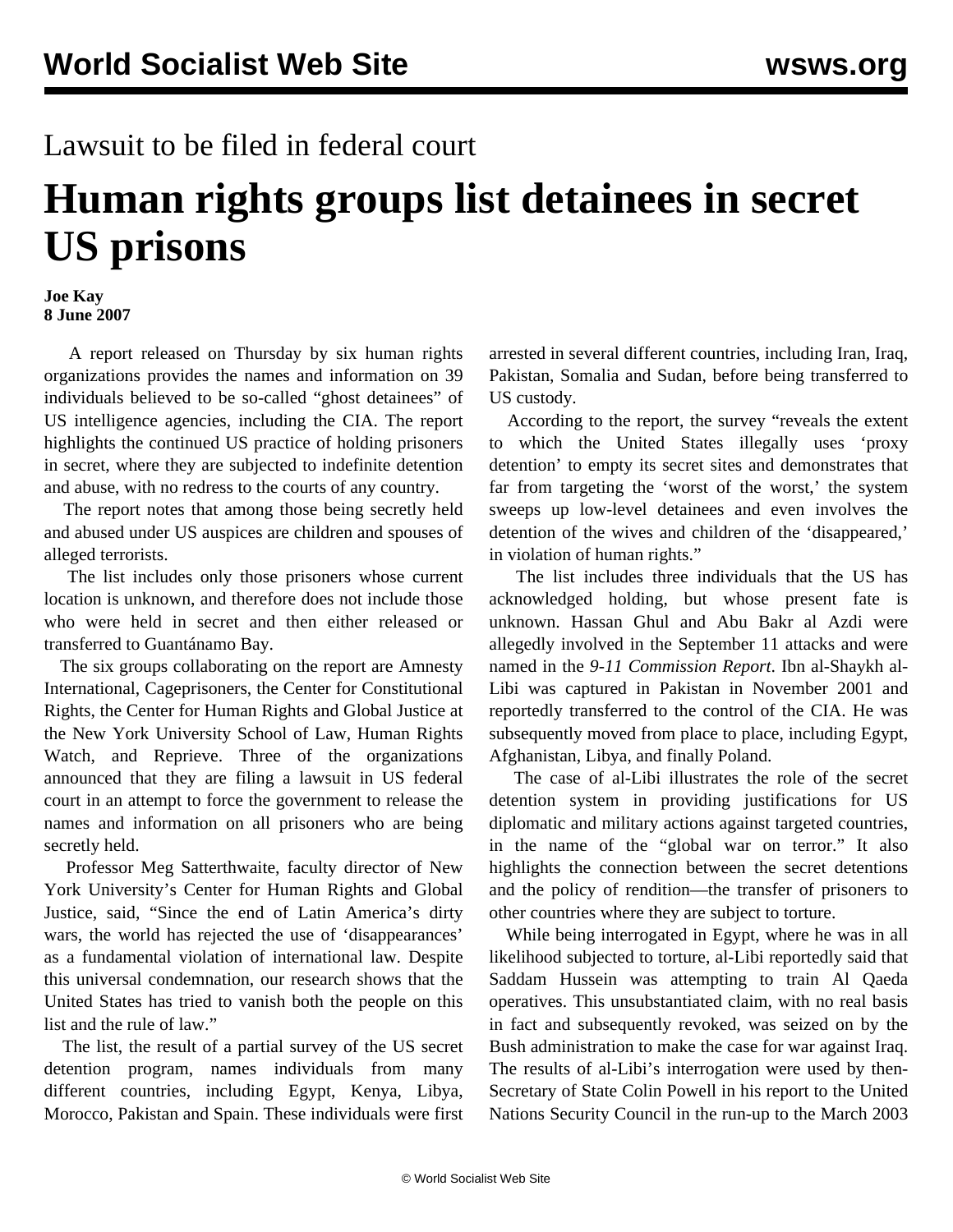Lawsuit to be filed in federal court

# Human rights groups list detainees in secret US prisons

**Joe Kay**
**8 June 2007**

A report released on Thursday by six human rights organizations provides the names and information on 39 individuals believed to be so-called "ghost detainees" of US intelligence agencies, including the CIA. The report highlights the continued US practice of holding prisoners in secret, where they are subjected to indefinite detention and abuse, with no redress to the courts of any country.

The report notes that among those being secretly held and abused under US auspices are children and spouses of alleged terrorists.

The list includes only those prisoners whose current location is unknown, and therefore does not include those who were held in secret and then either released or transferred to Guantánamo Bay.

The six groups collaborating on the report are Amnesty International, Cageprisoners, the Center for Constitutional Rights, the Center for Human Rights and Global Justice at the New York University School of Law, Human Rights Watch, and Reprieve. Three of the organizations announced that they are filing a lawsuit in US federal court in an attempt to force the government to release the names and information on all prisoners who are being secretly held.

Professor Meg Satterthwaite, faculty director of New York University's Center for Human Rights and Global Justice, said, "Since the end of Latin America's dirty wars, the world has rejected the use of 'disappearances' as a fundamental violation of international law. Despite this universal condemnation, our research shows that the United States has tried to vanish both the people on this list and the rule of law."

The list, the result of a partial survey of the US secret detention program, names individuals from many different countries, including Egypt, Kenya, Libya, Morocco, Pakistan and Spain. These individuals were first arrested in several different countries, including Iran, Iraq, Pakistan, Somalia and Sudan, before being transferred to US custody.

According to the report, the survey "reveals the extent to which the United States illegally uses 'proxy detention' to empty its secret sites and demonstrates that far from targeting the 'worst of the worst,' the system sweeps up low-level detainees and even involves the detention of the wives and children of the 'disappeared,' in violation of human rights."

The list includes three individuals that the US has acknowledged holding, but whose present fate is unknown. Hassan Ghul and Abu Bakr al Azdi were allegedly involved in the September 11 attacks and were named in the *9-11 Commission Report*. Ibn al-Shaykh al-Libi was captured in Pakistan in November 2001 and reportedly transferred to the control of the CIA. He was subsequently moved from place to place, including Egypt, Afghanistan, Libya, and finally Poland.

The case of al-Libi illustrates the role of the secret detention system in providing justifications for US diplomatic and military actions against targeted countries, in the name of the "global war on terror." It also highlights the connection between the secret detentions and the policy of rendition—the transfer of prisoners to other countries where they are subject to torture.

While being interrogated in Egypt, where he was in all likelihood subjected to torture, al-Libi reportedly said that Saddam Hussein was attempting to train Al Qaeda operatives. This unsubstantiated claim, with no real basis in fact and subsequently revoked, was seized on by the Bush administration to make the case for war against Iraq. The results of al-Libi's interrogation were used by then-Secretary of State Colin Powell in his report to the United Nations Security Council in the run-up to the March 2003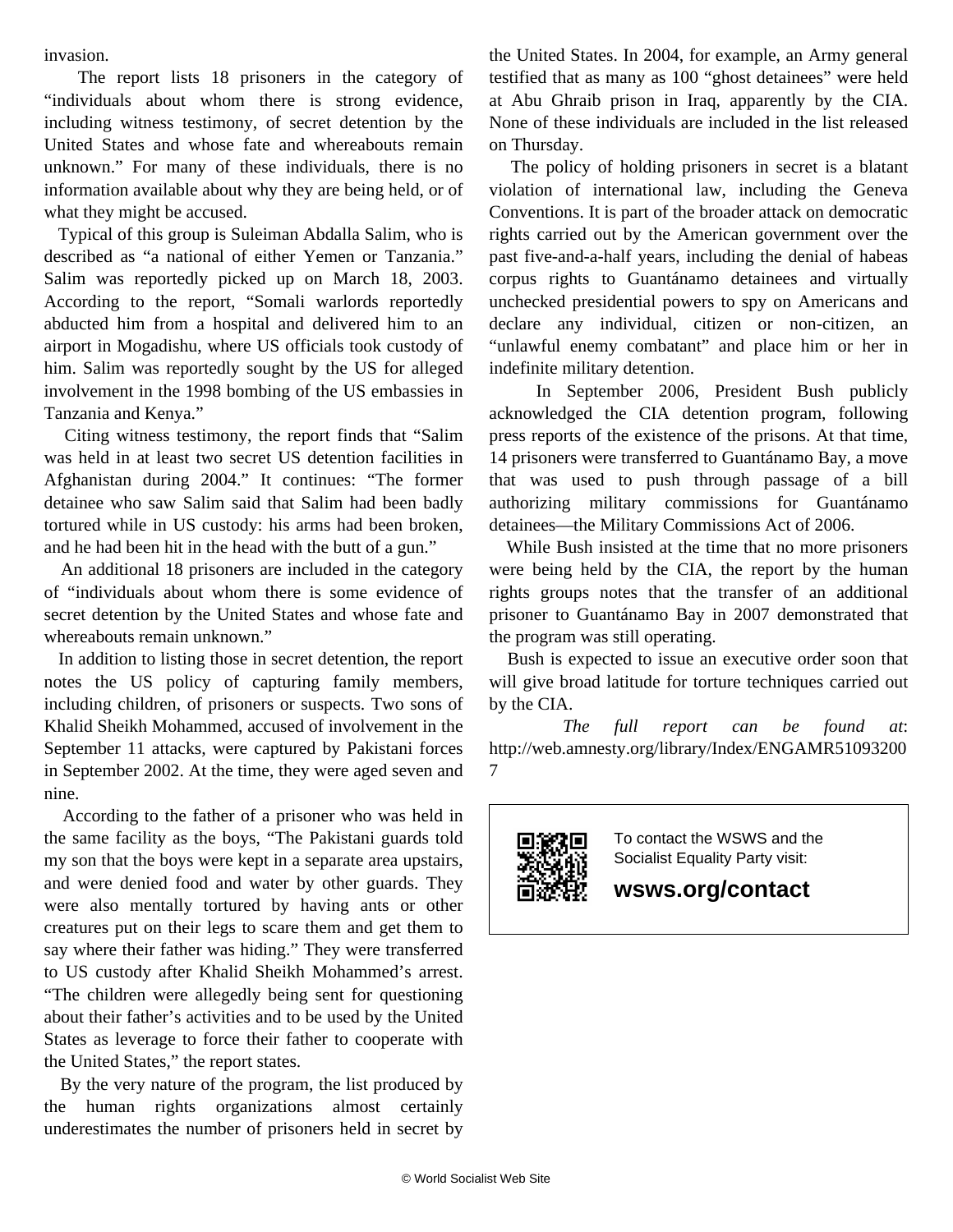invasion.

The report lists 18 prisoners in the category of "individuals about whom there is strong evidence, including witness testimony, of secret detention by the United States and whose fate and whereabouts remain unknown." For many of these individuals, there is no information available about why they are being held, or of what they might be accused.

Typical of this group is Suleiman Abdalla Salim, who is described as "a national of either Yemen or Tanzania." Salim was reportedly picked up on March 18, 2003. According to the report, "Somali warlords reportedly abducted him from a hospital and delivered him to an airport in Mogadishu, where US officials took custody of him. Salim was reportedly sought by the US for alleged involvement in the 1998 bombing of the US embassies in Tanzania and Kenya."

Citing witness testimony, the report finds that "Salim was held in at least two secret US detention facilities in Afghanistan during 2004." It continues: "The former detainee who saw Salim said that Salim had been badly tortured while in US custody: his arms had been broken, and he had been hit in the head with the butt of a gun."

An additional 18 prisoners are included in the category of "individuals about whom there is some evidence of secret detention by the United States and whose fate and whereabouts remain unknown."

In addition to listing those in secret detention, the report notes the US policy of capturing family members, including children, of prisoners or suspects. Two sons of Khalid Sheikh Mohammed, accused of involvement in the September 11 attacks, were captured by Pakistani forces in September 2002. At the time, they were aged seven and nine.

According to the father of a prisoner who was held in the same facility as the boys, "The Pakistani guards told my son that the boys were kept in a separate area upstairs, and were denied food and water by other guards. They were also mentally tortured by having ants or other creatures put on their legs to scare them and get them to say where their father was hiding." They were transferred to US custody after Khalid Sheikh Mohammed's arrest. "The children were allegedly being sent for questioning about their father's activities and to be used by the United States as leverage to force their father to cooperate with the United States," the report states.

By the very nature of the program, the list produced by the human rights organizations almost certainly underestimates the number of prisoners held in secret by the United States. In 2004, for example, an Army general testified that as many as 100 "ghost detainees" were held at Abu Ghraib prison in Iraq, apparently by the CIA. None of these individuals are included in the list released on Thursday.

The policy of holding prisoners in secret is a blatant violation of international law, including the Geneva Conventions. It is part of the broader attack on democratic rights carried out by the American government over the past five-and-a-half years, including the denial of habeas corpus rights to Guantánamo detainees and virtually unchecked presidential powers to spy on Americans and declare any individual, citizen or non-citizen, an "unlawful enemy combatant" and place him or her in indefinite military detention.

In September 2006, President Bush publicly acknowledged the CIA detention program, following press reports of the existence of the prisons. At that time, 14 prisoners were transferred to Guantánamo Bay, a move that was used to push through passage of a bill authorizing military commissions for Guantánamo detainees—the Military Commissions Act of 2006.

While Bush insisted at the time that no more prisoners were being held by the CIA, the report by the human rights groups notes that the transfer of an additional prisoner to Guantánamo Bay in 2007 demonstrated that the program was still operating.

Bush is expected to issue an executive order soon that will give broad latitude for torture techniques carried out by the CIA.

*The full report can be found at*: http://web.amnesty.org/library/Index/ENGAMR510932007

To contact the WSWS and the Socialist Equality Party visit:

**wsws.org/contact**